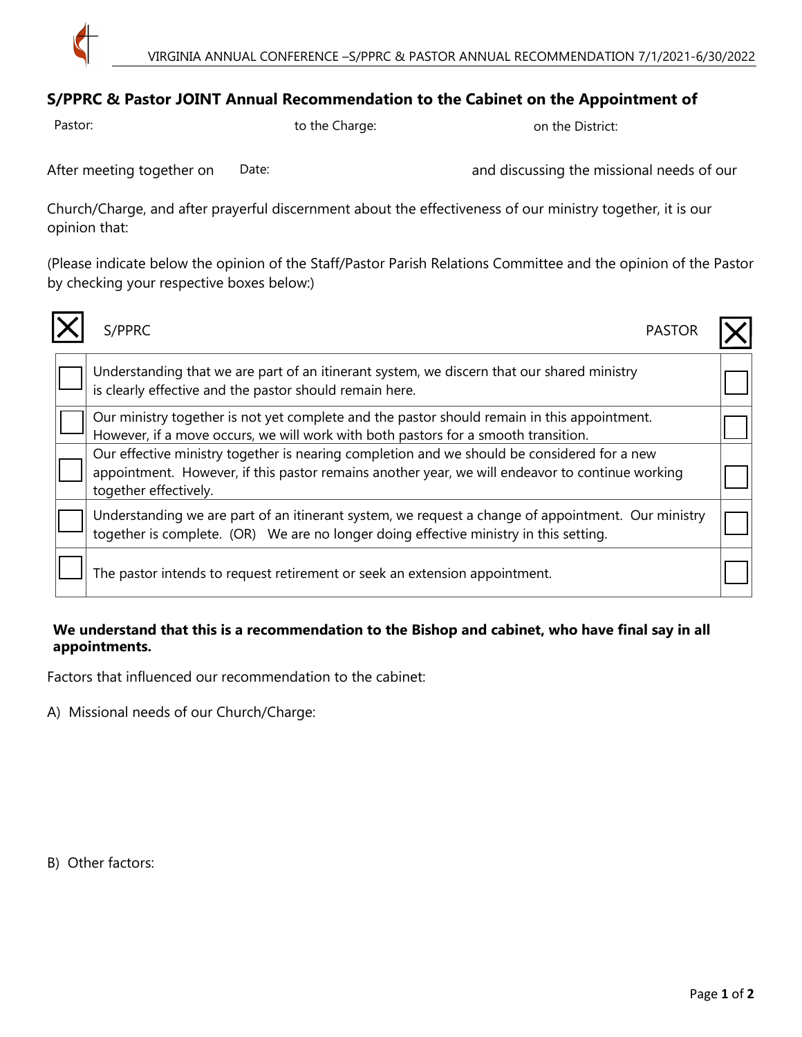VIRGINIA ANNUAL CONFERENCE –S/PPRC & PASTOR ANNUAL RECOMMENDATION 7/1/2021-6/30/2022

## S/PPRC & Pastor JOINT Annual Recommendation to the Cabinet on the Appointment of

Pastor: to the Charge: on the District:

After meeting together on Date: and discussing the missional needs of our Church/Charge, and after prayerful discernment about the effectiveness of our ministry together, it is our opinion that:

(Please indicate below the opinion of the Staff/Pastor Parish Relations Committee and the opinion of the Pastor by checking your respective boxes below:)

| S/PPRC | | PASTOR |
|---|---|---|
| ☐ | Understanding that we are part of an itinerant system, we discern that our shared ministry is clearly effective and the pastor should remain here. | ☐ |
| ☐ | Our ministry together is not yet complete and the pastor should remain in this appointment. However, if a move occurs, we will work with both pastors for a smooth transition. | ☐ |
| ☐ | Our effective ministry together is nearing completion and we should be considered for a new appointment. However, if this pastor remains another year, we will endeavor to continue working together effectively. | ☐ |
| ☐ | Understanding we are part of an itinerant system, we request a change of appointment. Our ministry together is complete. (OR) We are no longer doing effective ministry in this setting. | ☐ |
| ☐ | The pastor intends to request retirement or seek an extension appointment. | ☐ |

**We understand that this is a recommendation to the Bishop and cabinet, who have final say in all appointments.**

Factors that influenced our recommendation to the cabinet:

A) Missional needs of our Church/Charge:

B) Other factors: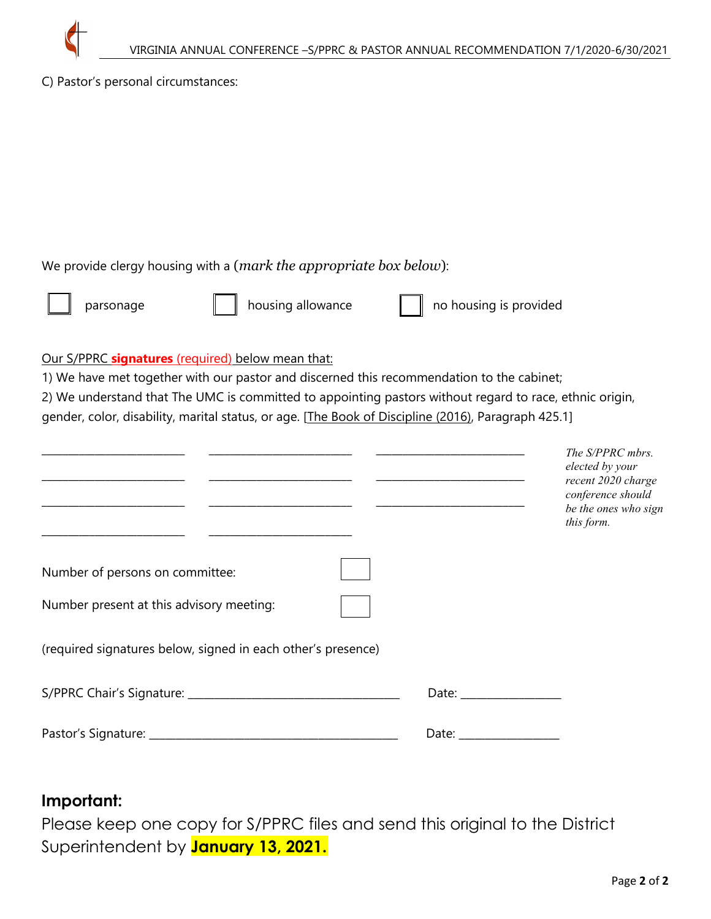C) Pastor's personal circumstances:

We provide clergy housing with a (*mark the appropriate box below*):

☐ parsonage ☐ housing allowance ☐ no housing is provided

Our S/PPRC **signatures** (required) below mean that:

1) We have met together with our pastor and discerned this recommendation to the cabinet;
2) We understand that The UMC is committed to appointing pastors without regard to race, ethnic origin, gender, color, disability, marital status, or age. [The Book of Discipline (2016), Paragraph 425.1]

| | | |
|---|---|---|
| ______________________ | ______________________ | ______________________ |
| ______________________ | ______________________ | ______________________ |
| ______________________ | ______________________ | ______________________ |
| ______________________ | ______________________ | |

*The S/PPRC mbrs. elected by your recent 2020 charge conference should be the ones who sign this form.*

Number of persons on committee: ☐

Number present at this advisory meeting: ☐

(required signatures below, signed in each other's presence)

S/PPRC Chair's Signature: ________________________________ Date: ______________

Pastor's Signature: ________________________________ Date: ______________

## Important:

Please keep one copy for S/PPRC files and send this original to the District Superintendent by **January 13, 2021.**